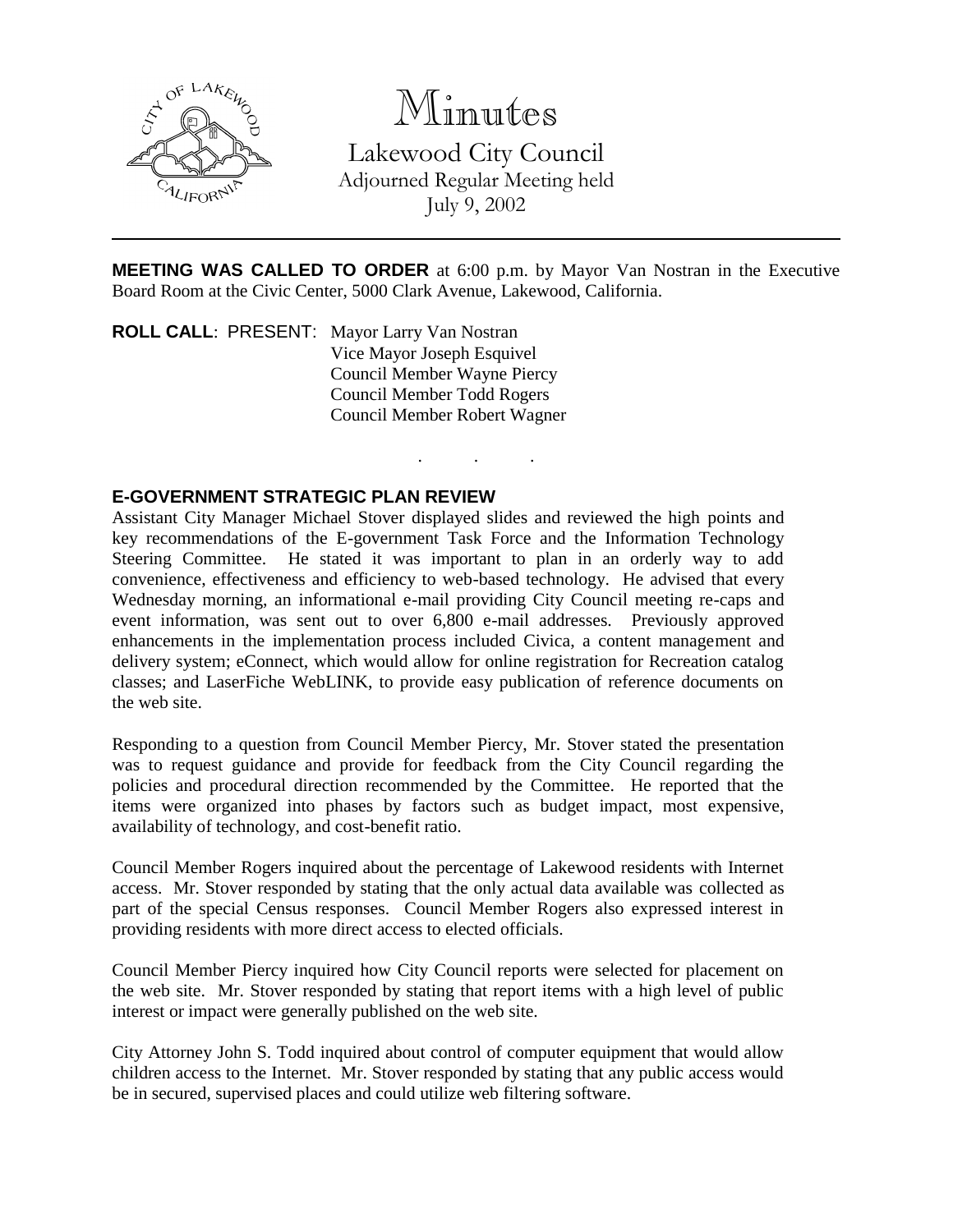# Minutes

Lakewood City Council
Adjourned Regular Meeting held
July 9, 2002

---

**MEETING WAS CALLED TO ORDER** at 6:00 p.m. by Mayor Van Nostran in the Executive Board Room at the Civic Center, 5000 Clark Avenue, Lakewood, California.

**ROLL CALL**: PRESENT: Mayor Larry Van Nostran
Vice Mayor Joseph Esquivel
Council Member Wayne Piercy
Council Member Todd Rogers
Council Member Robert Wagner

. . .

**E-GOVERNMENT STRATEGIC PLAN REVIEW**

Assistant City Manager Michael Stover displayed slides and reviewed the high points and key recommendations of the E-government Task Force and the Information Technology Steering Committee. He stated it was important to plan in an orderly way to add convenience, effectiveness and efficiency to web-based technology. He advised that every Wednesday morning, an informational e-mail providing City Council meeting re-caps and event information, was sent out to over 6,800 e-mail addresses. Previously approved enhancements in the implementation process included Civica, a content management and delivery system; eConnect, which would allow for online registration for Recreation catalog classes; and LaserFiche WebLINK, to provide easy publication of reference documents on the web site.

Responding to a question from Council Member Piercy, Mr. Stover stated the presentation was to request guidance and provide for feedback from the City Council regarding the policies and procedural direction recommended by the Committee. He reported that the items were organized into phases by factors such as budget impact, most expensive, availability of technology, and cost-benefit ratio.

Council Member Rogers inquired about the percentage of Lakewood residents with Internet access. Mr. Stover responded by stating that the only actual data available was collected as part of the special Census responses. Council Member Rogers also expressed interest in providing residents with more direct access to elected officials.

Council Member Piercy inquired how City Council reports were selected for placement on the web site. Mr. Stover responded by stating that report items with a high level of public interest or impact were generally published on the web site.

City Attorney John S. Todd inquired about control of computer equipment that would allow children access to the Internet. Mr. Stover responded by stating that any public access would be in secured, supervised places and could utilize web filtering software.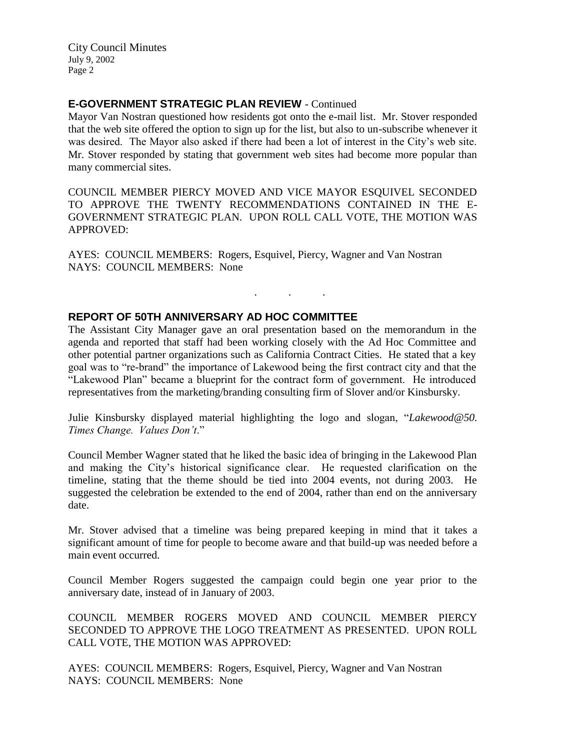## E-GOVERNMENT STRATEGIC PLAN REVIEW - Continued

Mayor Van Nostran questioned how residents got onto the e-mail list. Mr. Stover responded that the web site offered the option to sign up for the list, but also to un-subscribe whenever it was desired. The Mayor also asked if there had been a lot of interest in the City's web site. Mr. Stover responded by stating that government web sites had become more popular than many commercial sites.

COUNCIL MEMBER PIERCY MOVED AND VICE MAYOR ESQUIVEL SECONDED TO APPROVE THE TWENTY RECOMMENDATIONS CONTAINED IN THE E-GOVERNMENT STRATEGIC PLAN. UPON ROLL CALL VOTE, THE MOTION WAS APPROVED:

AYES: COUNCIL MEMBERS: Rogers, Esquivel, Piercy, Wagner and Van Nostran
NAYS: COUNCIL MEMBERS: None

. . .

## REPORT OF 50TH ANNIVERSARY AD HOC COMMITTEE

The Assistant City Manager gave an oral presentation based on the memorandum in the agenda and reported that staff had been working closely with the Ad Hoc Committee and other potential partner organizations such as California Contract Cities. He stated that a key goal was to "re-brand" the importance of Lakewood being the first contract city and that the "Lakewood Plan" became a blueprint for the contract form of government. He introduced representatives from the marketing/branding consulting firm of Slover and/or Kinsbursky.

Julie Kinsbursky displayed material highlighting the logo and slogan, "*Lakewood@50. Times Change. Values Don't*."

Council Member Wagner stated that he liked the basic idea of bringing in the Lakewood Plan and making the City's historical significance clear. He requested clarification on the timeline, stating that the theme should be tied into 2004 events, not during 2003. He suggested the celebration be extended to the end of 2004, rather than end on the anniversary date.

Mr. Stover advised that a timeline was being prepared keeping in mind that it takes a significant amount of time for people to become aware and that build-up was needed before a main event occurred.

Council Member Rogers suggested the campaign could begin one year prior to the anniversary date, instead of in January of 2003.

COUNCIL MEMBER ROGERS MOVED AND COUNCIL MEMBER PIERCY SECONDED TO APPROVE THE LOGO TREATMENT AS PRESENTED. UPON ROLL CALL VOTE, THE MOTION WAS APPROVED:

AYES: COUNCIL MEMBERS: Rogers, Esquivel, Piercy, Wagner and Van Nostran
NAYS: COUNCIL MEMBERS: None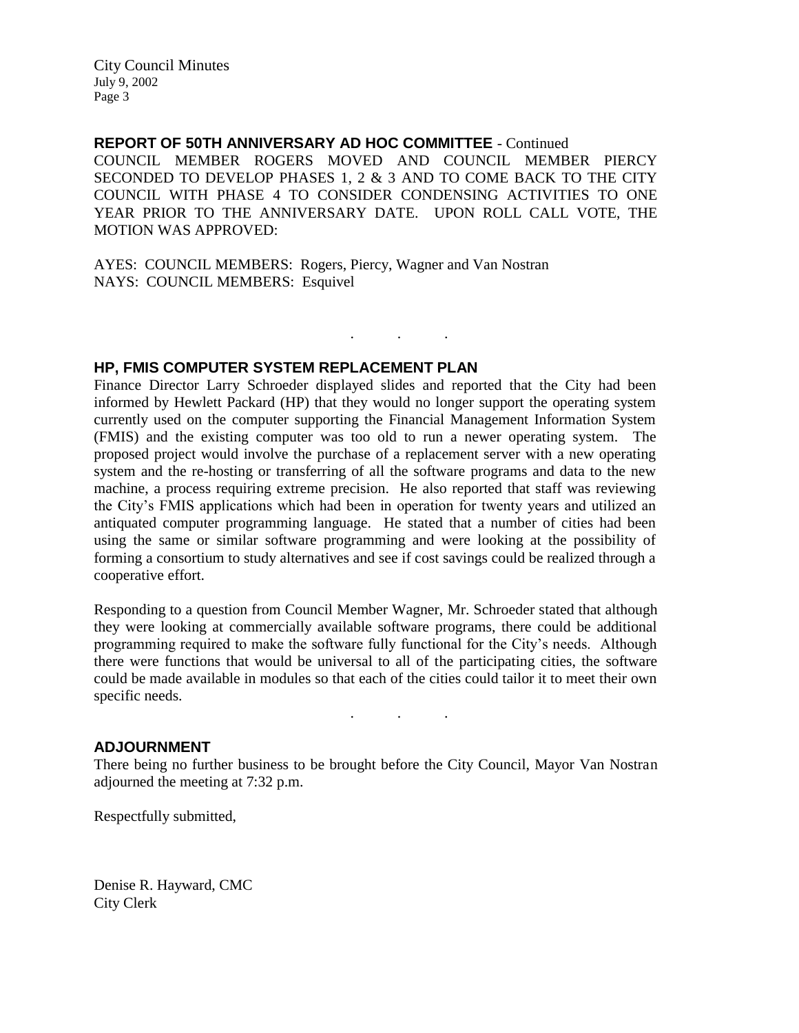**REPORT OF 50TH ANNIVERSARY AD HOC COMMITTEE** - Continued

COUNCIL MEMBER ROGERS MOVED AND COUNCIL MEMBER PIERCY SECONDED TO DEVELOP PHASES 1, 2 & 3 AND TO COME BACK TO THE CITY COUNCIL WITH PHASE 4 TO CONSIDER CONDENSING ACTIVITIES TO ONE YEAR PRIOR TO THE ANNIVERSARY DATE. UPON ROLL CALL VOTE, THE MOTION WAS APPROVED:

AYES: COUNCIL MEMBERS: Rogers, Piercy, Wagner and Van Nostran
NAYS: COUNCIL MEMBERS: Esquivel

. . .

**HP, FMIS COMPUTER SYSTEM REPLACEMENT PLAN**

Finance Director Larry Schroeder displayed slides and reported that the City had been informed by Hewlett Packard (HP) that they would no longer support the operating system currently used on the computer supporting the Financial Management Information System (FMIS) and the existing computer was too old to run a newer operating system. The proposed project would involve the purchase of a replacement server with a new operating system and the re-hosting or transferring of all the software programs and data to the new machine, a process requiring extreme precision. He also reported that staff was reviewing the City's FMIS applications which had been in operation for twenty years and utilized an antiquated computer programming language. He stated that a number of cities had been using the same or similar software programming and were looking at the possibility of forming a consortium to study alternatives and see if cost savings could be realized through a cooperative effort.

Responding to a question from Council Member Wagner, Mr. Schroeder stated that although they were looking at commercially available software programs, there could be additional programming required to make the software fully functional for the City's needs. Although there were functions that would be universal to all of the participating cities, the software could be made available in modules so that each of the cities could tailor it to meet their own specific needs.

. . .

**ADJOURNMENT**

There being no further business to be brought before the City Council, Mayor Van Nostran adjourned the meeting at 7:32 p.m.

Respectfully submitted,

Denise R. Hayward, CMC
City Clerk